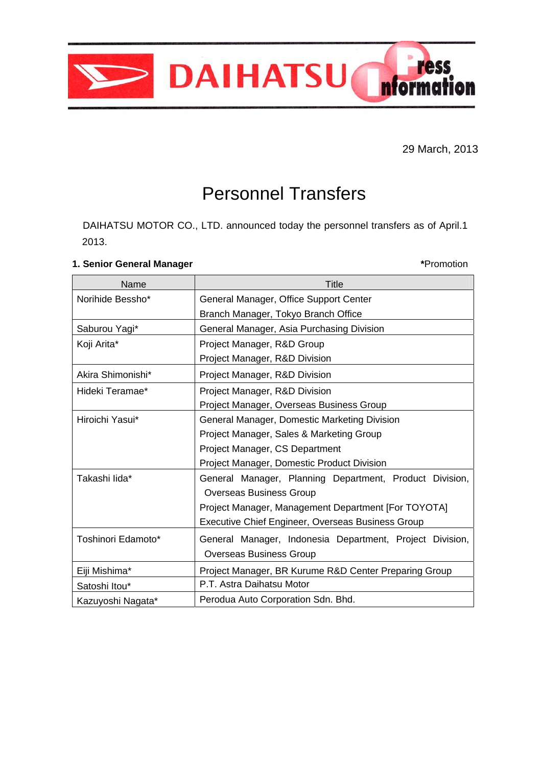DAIHATSU Press Information

29 March, 2013

# Personnel Transfers

DAIHATSU MOTOR CO., LTD. announced today the personnel transfers as of April.1 2013.

**1. Senior General Manager**

***Promotion**

| Name | Title |
|---|---|
| Norihide Bessho* | General Manager, Office Support Center<br>Branch Manager, Tokyo Branch Office |
| Saburou Yagi* | General Manager, Asia Purchasing Division |
| Koji Arita* | Project Manager, R&D Group<br>Project Manager, R&D Division |
| Akira Shimonishi* | Project Manager, R&D Division |
| Hideki Teramae* | Project Manager, R&D Division<br>Project Manager, Overseas Business Group |
| Hiroichi Yasui* | General Manager, Domestic Marketing Division<br>Project Manager, Sales & Marketing Group<br>Project Manager, CS Department<br>Project Manager, Domestic Product Division |
| Takashi Iida* | General Manager, Planning Department, Product Division, Overseas Business Group<br>Project Manager, Management Department [For TOYOTA]<br>Executive Chief Engineer, Overseas Business Group |
| Toshinori Edamoto* | General Manager, Indonesia Department, Project Division, Overseas Business Group |
| Eiji Mishima* | Project Manager, BR Kurume R&D Center Preparing Group |
| Satoshi Itou* | P.T. Astra Daihatsu Motor |
| Kazuyoshi Nagata* | Perodua Auto Corporation Sdn. Bhd. |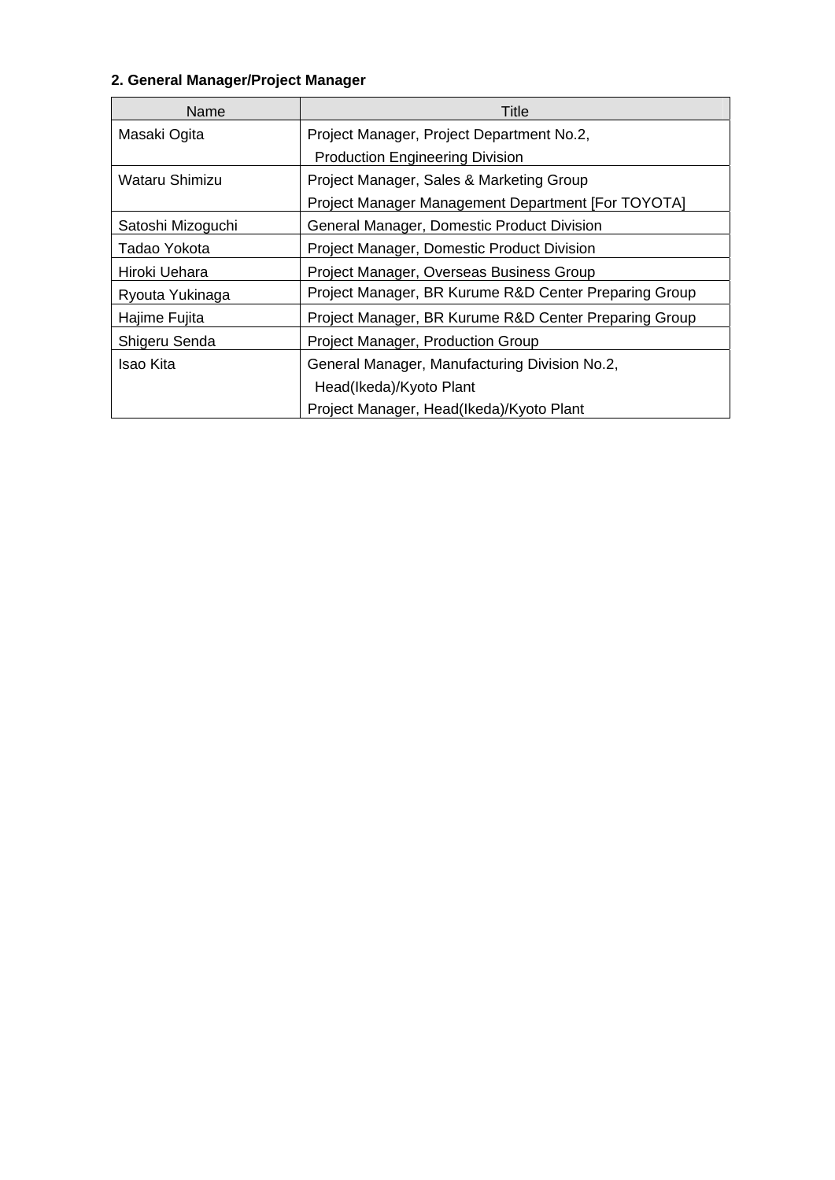## 2. General Manager/Project Manager

| Name | Title |
|---|---|
| Masaki Ogita | Project Manager, Project Department No.2, Production Engineering Division |
| Wataru Shimizu | Project Manager, Sales & Marketing Group<br>Project Manager Management Department [For TOYOTA] |
| Satoshi Mizoguchi | General Manager, Domestic Product Division |
| Tadao Yokota | Project Manager, Domestic Product Division |
| Hiroki Uehara | Project Manager, Overseas Business Group |
| Ryouta Yukinaga | Project Manager, BR Kurume R&D Center Preparing Group |
| Hajime Fujita | Project Manager, BR Kurume R&D Center Preparing Group |
| Shigeru Senda | Project Manager, Production Group |
| Isao Kita | General Manager, Manufacturing Division No.2, Head(Ikeda)/Kyoto Plant<br>Project Manager, Head(Ikeda)/Kyoto Plant |